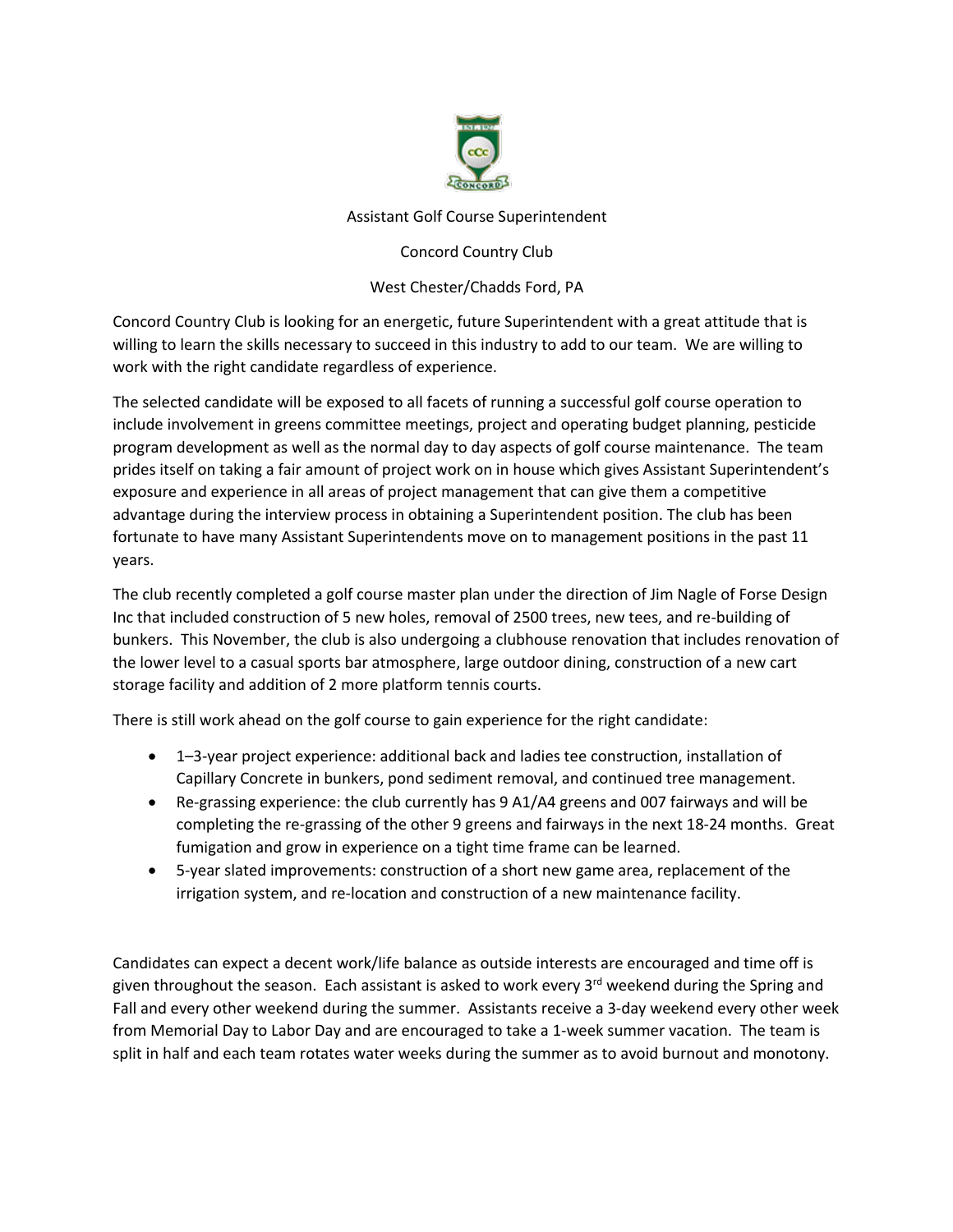# Assistant Golf Course Superintendent

Concord Country Club

West Chester/Chadds Ford, PA

Concord Country Club is looking for an energetic, future Superintendent with a great attitude that is willing to learn the skills necessary to succeed in this industry to add to our team. We are willing to work with the right candidate regardless of experience.

The selected candidate will be exposed to all facets of running a successful golf course operation to include involvement in greens committee meetings, project and operating budget planning, pesticide program development as well as the normal day to day aspects of golf course maintenance. The team prides itself on taking a fair amount of project work on in house which gives Assistant Superintendent's exposure and experience in all areas of project management that can give them a competitive advantage during the interview process in obtaining a Superintendent position. The club has been fortunate to have many Assistant Superintendents move on to management positions in the past 11 years.

The club recently completed a golf course master plan under the direction of Jim Nagle of Forse Design Inc that included construction of 5 new holes, removal of 2500 trees, new tees, and re-building of bunkers. This November, the club is also undergoing a clubhouse renovation that includes renovation of the lower level to a casual sports bar atmosphere, large outdoor dining, construction of a new cart storage facility and addition of 2 more platform tennis courts.

There is still work ahead on the golf course to gain experience for the right candidate:

- 1–3-year project experience: additional back and ladies tee construction, installation of Capillary Concrete in bunkers, pond sediment removal, and continued tree management.
- Re-grassing experience: the club currently has 9 A1/A4 greens and 007 fairways and will be completing the re-grassing of the other 9 greens and fairways in the next 18-24 months. Great fumigation and grow in experience on a tight time frame can be learned.
- 5-year slated improvements: construction of a short new game area, replacement of the irrigation system, and re-location and construction of a new maintenance facility.

Candidates can expect a decent work/life balance as outside interests are encouraged and time off is given throughout the season. Each assistant is asked to work every 3rd weekend during the Spring and Fall and every other weekend during the summer. Assistants receive a 3-day weekend every other week from Memorial Day to Labor Day and are encouraged to take a 1-week summer vacation. The team is split in half and each team rotates water weeks during the summer as to avoid burnout and monotony.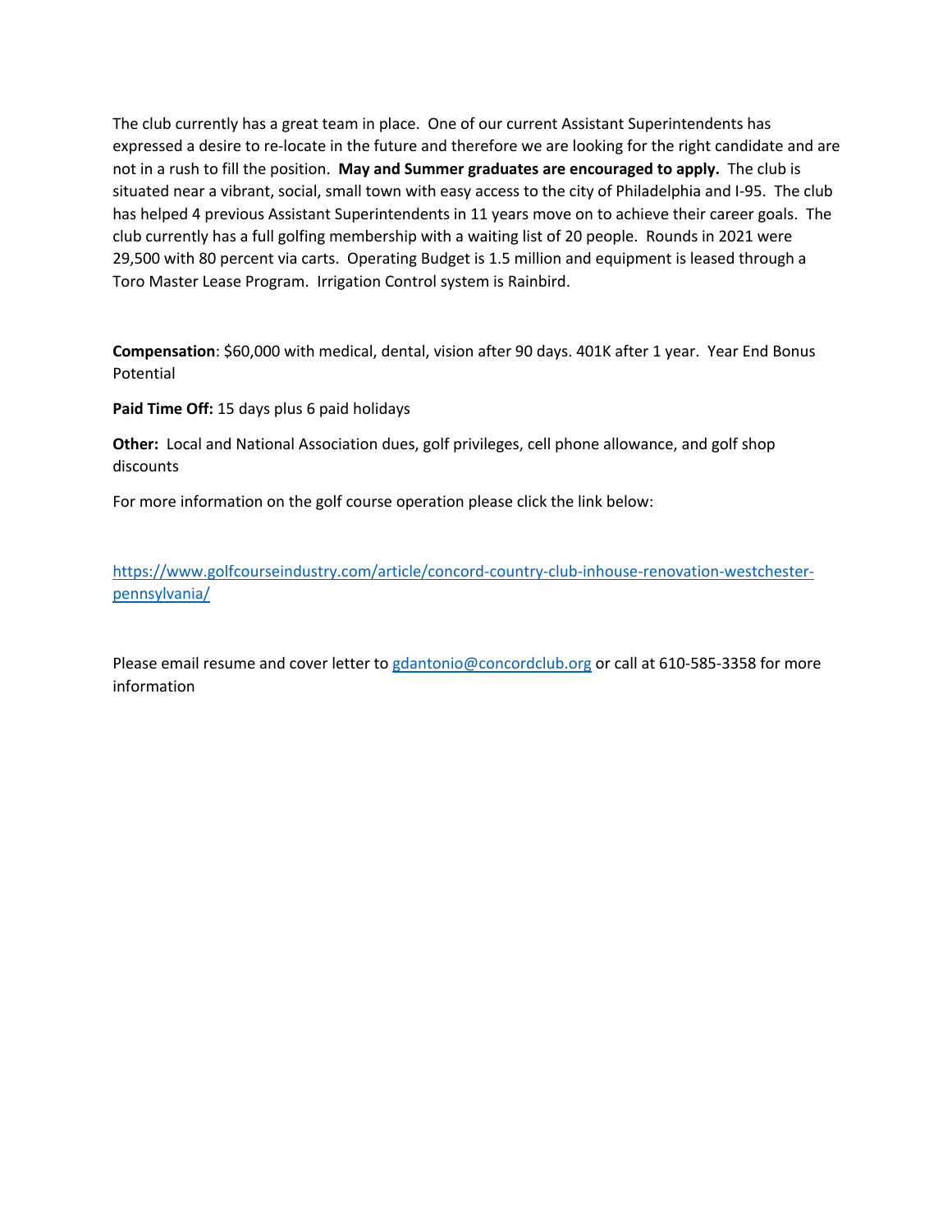The club currently has a great team in place. One of our current Assistant Superintendents has expressed a desire to re-locate in the future and therefore we are looking for the right candidate and are not in a rush to fill the position. **May and Summer graduates are encouraged to apply.** The club is situated near a vibrant, social, small town with easy access to the city of Philadelphia and I-95. The club has helped 4 previous Assistant Superintendents in 11 years move on to achieve their career goals. The club currently has a full golfing membership with a waiting list of 20 people. Rounds in 2021 were 29,500 with 80 percent via carts. Operating Budget is 1.5 million and equipment is leased through a Toro Master Lease Program. Irrigation Control system is Rainbird.

**Compensation**: $60,000 with medical, dental, vision after 90 days. 401K after 1 year. Year End Bonus Potential

**Paid Time Off:** 15 days plus 6 paid holidays

**Other:** Local and National Association dues, golf privileges, cell phone allowance, and golf shop discounts

For more information on the golf course operation please click the link below:

https://www.golfcourseindustry.com/article/concord-country-club-inhouse-renovation-westchester-pennsylvania/

Please email resume and cover letter to gdantonio@concordclub.org or call at 610-585-3358 for more information